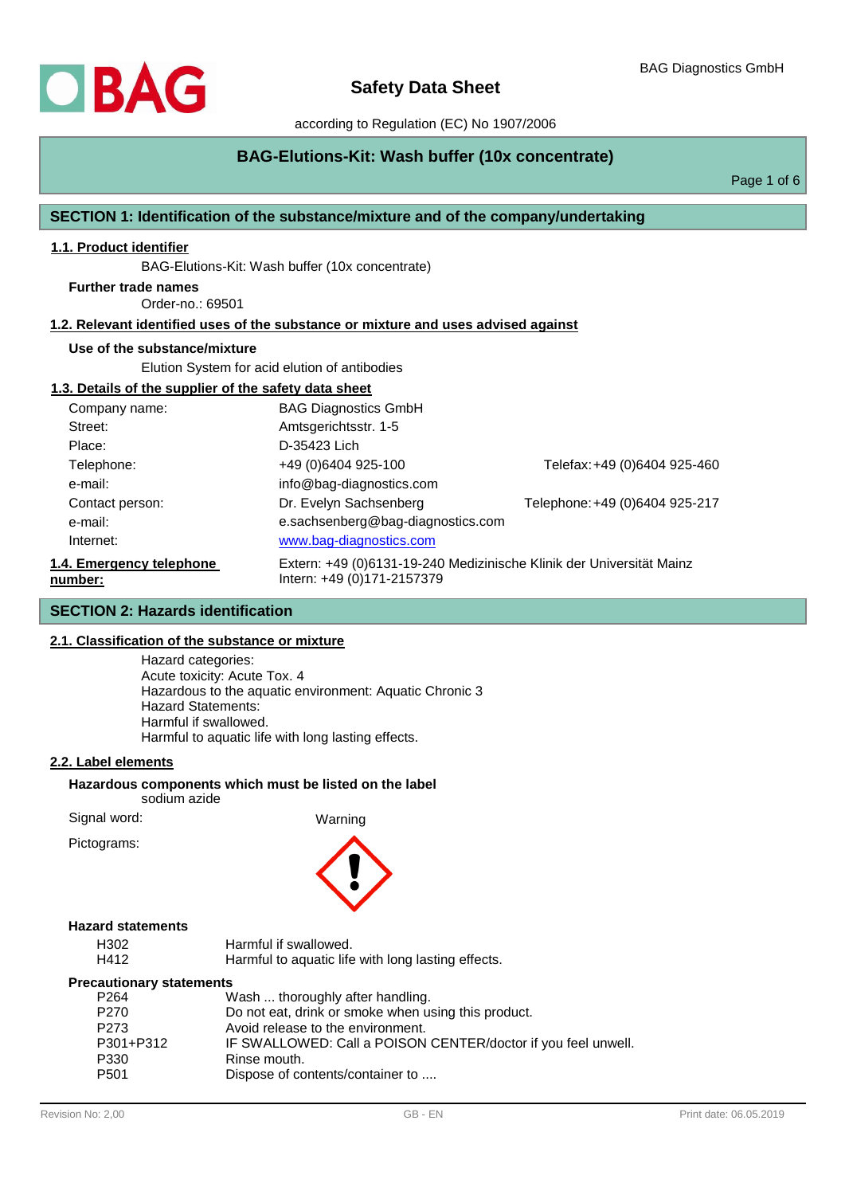# Safety Data Sheet

according to Regulation (EC) No 1907/2006

## BAG-Elutions-Kit: Wash buffer (10x concentrate)

## SECTION 1: Identification of the substance/mixture and of the company/undertaking

### 1.1. Product identifier

BAG-Elutions-Kit: Wash buffer (10x concentrate)

**Further trade names**

Order-no.: 69501

### 1.2. Relevant identified uses of the substance or mixture and uses advised against

**Use of the substance/mixture**

Elution System for acid elution of antibodies

### 1.3. Details of the supplier of the safety data sheet

| | | |
|---|---|---|
| Company name: | BAG Diagnostics GmbH | |
| Street: | Amtsgerichtsstr. 1-5 | |
| Place: | D-35423 Lich | |
| Telephone: | +49 (0)6404 925-100 | Telefax: +49 (0)6404 925-460 |
| e-mail: | info@bag-diagnostics.com | |
| Contact person: | Dr. Evelyn Sachsenberg | Telephone: +49 (0)6404 925-217 |
| e-mail: | e.sachsenberg@bag-diagnostics.com | |
| Internet: | www.bag-diagnostics.com | |

### 1.4. Emergency telephone number:

Extern: +49 (0)6131-19-240 Medizinische Klinik der Universität Mainz
Intern: +49 (0)171-2157379

## SECTION 2: Hazards identification

### 2.1. Classification of the substance or mixture

Hazard categories:
Acute toxicity: Acute Tox. 4
Hazardous to the aquatic environment: Aquatic Chronic 3
Hazard Statements:
Harmful if swallowed.
Harmful to aquatic life with long lasting effects.

### 2.2. Label elements

**Hazardous components which must be listed on the label**

sodium azide

Signal word: Warning

Pictograms:

**Hazard statements**

| | |
|---|---|
| H302 | Harmful if swallowed. |
| H412 | Harmful to aquatic life with long lasting effects. |

**Precautionary statements**

| | |
|---|---|
| P264 | Wash ... thoroughly after handling. |
| P270 | Do not eat, drink or smoke when using this product. |
| P273 | Avoid release to the environment. |
| P301+P312 | IF SWALLOWED: Call a POISON CENTER/doctor if you feel unwell. |
| P330 | Rinse mouth. |
| P501 | Dispose of contents/container to .... |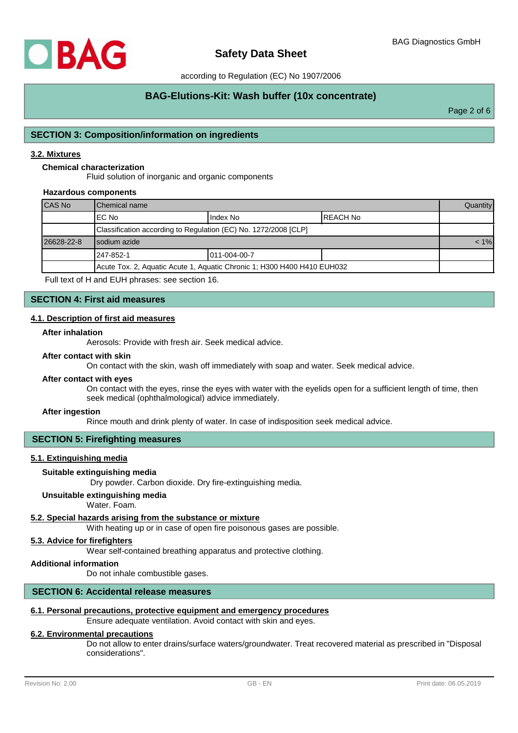## SECTION 3: Composition/information on ingredients

### 3.2. Mixtures

**Chemical characterization**

Fluid solution of inorganic and organic components

**Hazardous components**

| CAS No | Chemical name | | | Quantity |
|---|---|---|---|---|
| | EC No | Index No | REACH No | |
| | Classification according to Regulation (EC) No. 1272/2008 [CLP] | | | |
| 26628-22-8 | sodium azide | | | < 1% |
| | 247-852-1 | 011-004-00-7 | | |
| | Acute Tox. 2, Aquatic Acute 1, Aquatic Chronic 1; H300 H400 H410 EUH032 | | | |

Full text of H and EUH phrases: see section 16.

## SECTION 4: First aid measures

### 4.1. Description of first aid measures

**After inhalation**

Aerosols: Provide with fresh air. Seek medical advice.

**After contact with skin**

On contact with the skin, wash off immediately with soap and water. Seek medical advice.

**After contact with eyes**

On contact with the eyes, rinse the eyes with water with the eyelids open for a sufficient length of time, then seek medical (ophthalmological) advice immediately.

**After ingestion**

Rince mouth and drink plenty of water. In case of indisposition seek medical advice.

## SECTION 5: Firefighting measures

### 5.1. Extinguishing media

**Suitable extinguishing media**

Dry powder. Carbon dioxide. Dry fire-extinguishing media.

**Unsuitable extinguishing media**

Water. Foam.

### 5.2. Special hazards arising from the substance or mixture

With heating up or in case of open fire poisonous gases are possible.

### 5.3. Advice for firefighters

Wear self-contained breathing apparatus and protective clothing.

**Additional information**

Do not inhale combustible gases.

## SECTION 6: Accidental release measures

### 6.1. Personal precautions, protective equipment and emergency procedures

Ensure adequate ventilation. Avoid contact with skin and eyes.

### 6.2. Environmental precautions

Do not allow to enter drains/surface waters/groundwater. Treat recovered material as prescribed in "Disposal considerations".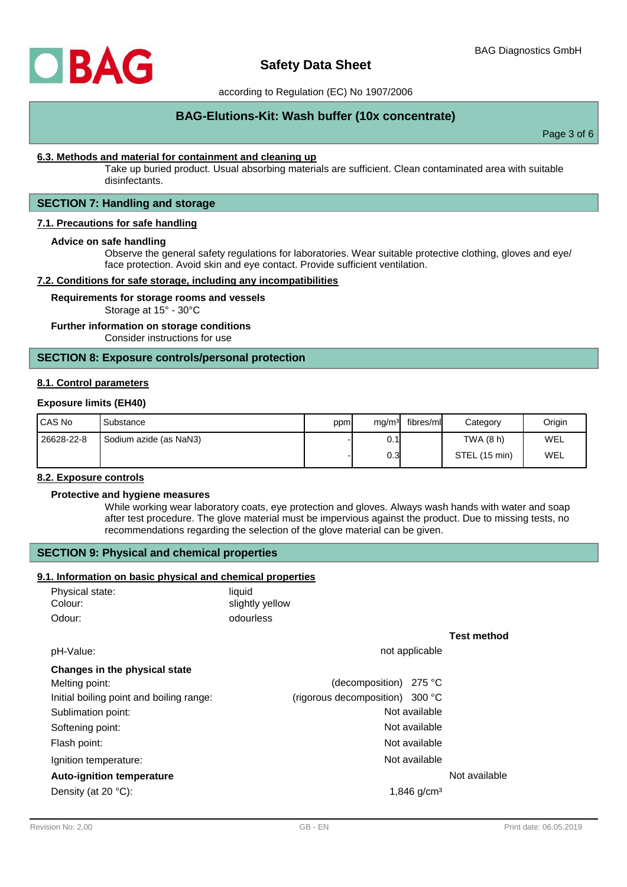### 6.3. Methods and material for containment and cleaning up

Take up buried product. Usual absorbing materials are sufficient. Clean contaminated area with suitable disinfectants.

## SECTION 7: Handling and storage

### 7.1. Precautions for safe handling

**Advice on safe handling**

Observe the general safety regulations for laboratories. Wear suitable protective clothing, gloves and eye/ face protection. Avoid skin and eye contact. Provide sufficient ventilation.

### 7.2. Conditions for safe storage, including any incompatibilities

**Requirements for storage rooms and vessels**

Storage at 15° - 30°C

**Further information on storage conditions**

Consider instructions for use

## SECTION 8: Exposure controls/personal protection

### 8.1. Control parameters

**Exposure limits (EH40)**

| CAS No | Substance | ppm | mg/m³ | fibres/ml | Category | Origin |
|---|---|---|---|---|---|---|
| 26628-22-8 | Sodium azide (as $NaN_3$) | - | 0.1 | | TWA (8 h) | WEL |
| | | - | 0.3 | | STEL (15 min) | WEL |

### 8.2. Exposure controls

**Protective and hygiene measures**

While working wear laboratory coats, eye protection and gloves. Always wash hands with water and soap after test procedure. The glove material must be impervious against the product. Due to missing tests, no recommendations regarding the selection of the glove material can be given.

## SECTION 9: Physical and chemical properties

### 9.1. Information on basic physical and chemical properties

| | | |
|---|---|---|
| Physical state: | liquid | |
| Colour: | slightly yellow | |
| Odour: | odourless | |

| | | Test method |
|---|---|---|
| pH-Value: | not applicable | |
| **Changes in the physical state** | | |
| Melting point: | (decomposition) 275 °C | |
| Initial boiling point and boiling range: | (rigorous decomposition) 300 °C | |
| Sublimation point: | Not available | |
| Softening point: | Not available | |
| Flash point: | Not available | |
| Ignition temperature: | Not available | |
| **Auto-ignition temperature** | | Not available |
| Density (at 20 °C): | 1,846 g/cm³ | |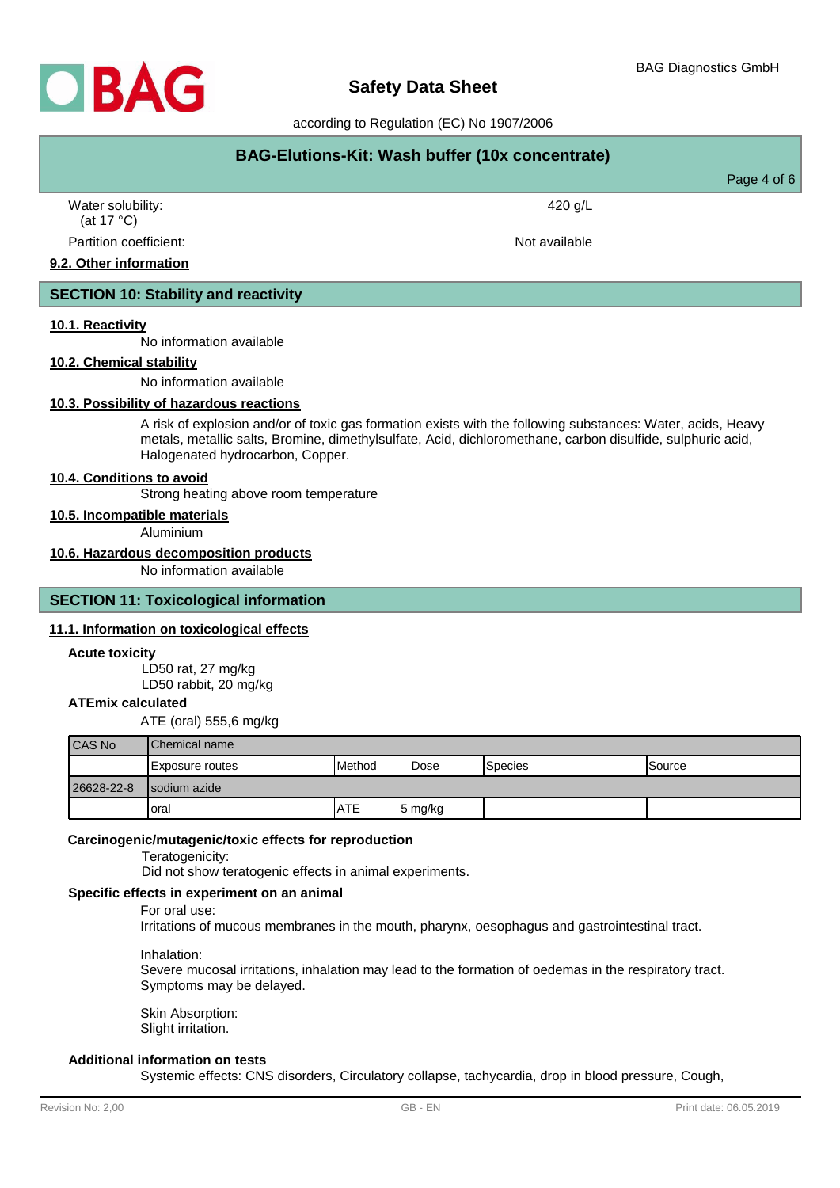Water solubility: (at 17 °C) — 420 g/L

Partition coefficient: — Not available

### 9.2. Other information

## SECTION 10: Stability and reactivity

### 10.1. Reactivity

No information available

### 10.2. Chemical stability

No information available

### 10.3. Possibility of hazardous reactions

A risk of explosion and/or of toxic gas formation exists with the following substances: Water, acids, Heavy metals, metallic salts, Bromine, dimethylsulfate, Acid, dichloromethane, carbon disulfide, sulphuric acid, Halogenated hydrocarbon, Copper.

### 10.4. Conditions to avoid

Strong heating above room temperature

### 10.5. Incompatible materials

Aluminium

### 10.6. Hazardous decomposition products

No information available

## SECTION 11: Toxicological information

### 11.1. Information on toxicological effects

**Acute toxicity**

LD50 rat, 27 mg/kg
LD50 rabbit, 20 mg/kg

**ATEmix calculated**

ATE (oral) 555,6 mg/kg

| CAS No | Chemical name | | | | |
|---|---|---|---|---|---|
| | Exposure routes | Method | Dose | Species | Source |
| 26628-22-8 | sodium azide | | | | |
| | oral | ATE | 5 mg/kg | | |

**Carcinogenic/mutagenic/toxic effects for reproduction**

Teratogenicity:
Did not show teratogenic effects in animal experiments.

**Specific effects in experiment on an animal**

For oral use:
Irritations of mucous membranes in the mouth, pharynx, oesophagus and gastrointestinal tract.

Inhalation:
Severe mucosal irritations, inhalation may lead to the formation of oedemas in the respiratory tract. Symptoms may be delayed.

Skin Absorption:
Slight irritation.

**Additional information on tests**

Systemic effects: CNS disorders, Circulatory collapse, tachycardia, drop in blood pressure, Cough,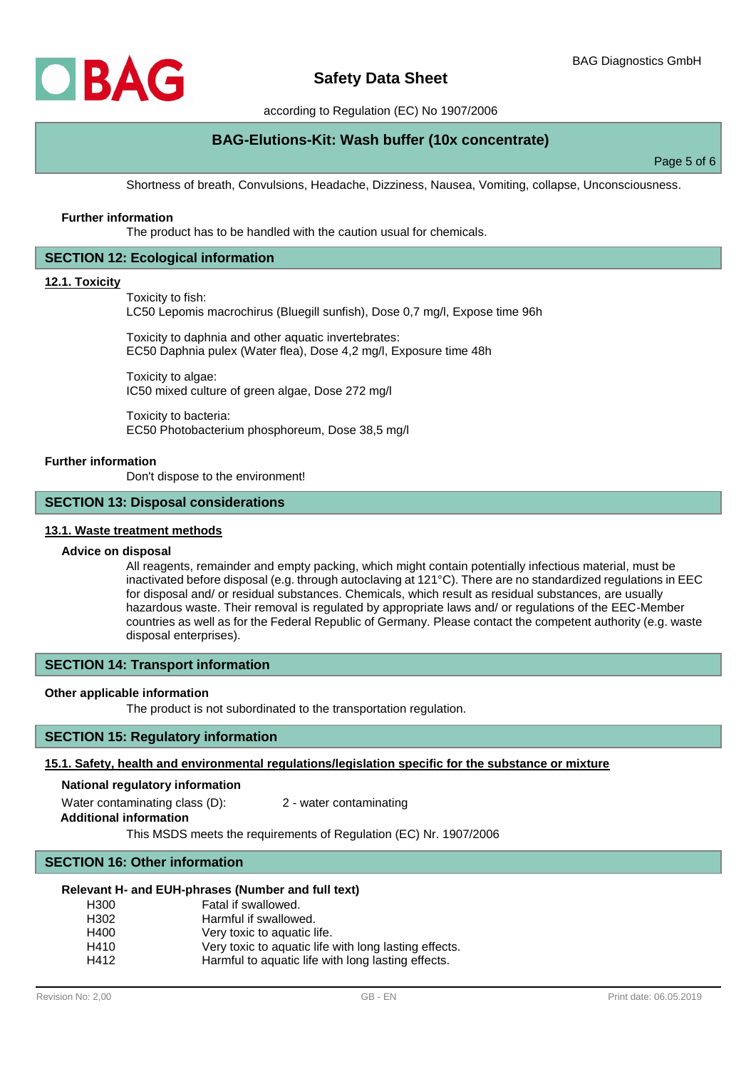Shortness of breath, Convulsions, Headache, Dizziness, Nausea, Vomiting, collapse, Unconsciousness.

**Further information**

The product has to be handled with the caution usual for chemicals.

## SECTION 12: Ecological information

### 12.1. Toxicity

Toxicity to fish:
LC50 Lepomis macrochirus (Bluegill sunfish), Dose 0,7 mg/l, Expose time 96h

Toxicity to daphnia and other aquatic invertebrates:
EC50 Daphnia pulex (Water flea), Dose 4,2 mg/l, Exposure time 48h

Toxicity to algae:
IC50 mixed culture of green algae, Dose 272 mg/l

Toxicity to bacteria:
EC50 Photobacterium phosphoreum, Dose 38,5 mg/l

**Further information**

Don't dispose to the environment!

## SECTION 13: Disposal considerations

### 13.1. Waste treatment methods

**Advice on disposal**

All reagents, remainder and empty packing, which might contain potentially infectious material, must be inactivated before disposal (e.g. through autoclaving at 121°C). There are no standardized regulations in EEC for disposal and/ or residual substances. Chemicals, which result as residual substances, are usually hazardous waste. Their removal is regulated by appropriate laws and/ or regulations of the EEC-Member countries as well as for the Federal Republic of Germany. Please contact the competent authority (e.g. waste disposal enterprises).

## SECTION 14: Transport information

**Other applicable information**

The product is not subordinated to the transportation regulation.

## SECTION 15: Regulatory information

### 15.1. Safety, health and environmental regulations/legislation specific for the substance or mixture

**National regulatory information**

Water contaminating class (D): 2 - water contaminating

**Additional information**

This MSDS meets the requirements of Regulation (EC) Nr. 1907/2006

## SECTION 16: Other information

**Relevant H- and EUH-phrases (Number and full text)**

| | |
|---|---|
| H300 | Fatal if swallowed. |
| H302 | Harmful if swallowed. |
| H400 | Very toxic to aquatic life. |
| H410 | Very toxic to aquatic life with long lasting effects. |
| H412 | Harmful to aquatic life with long lasting effects. |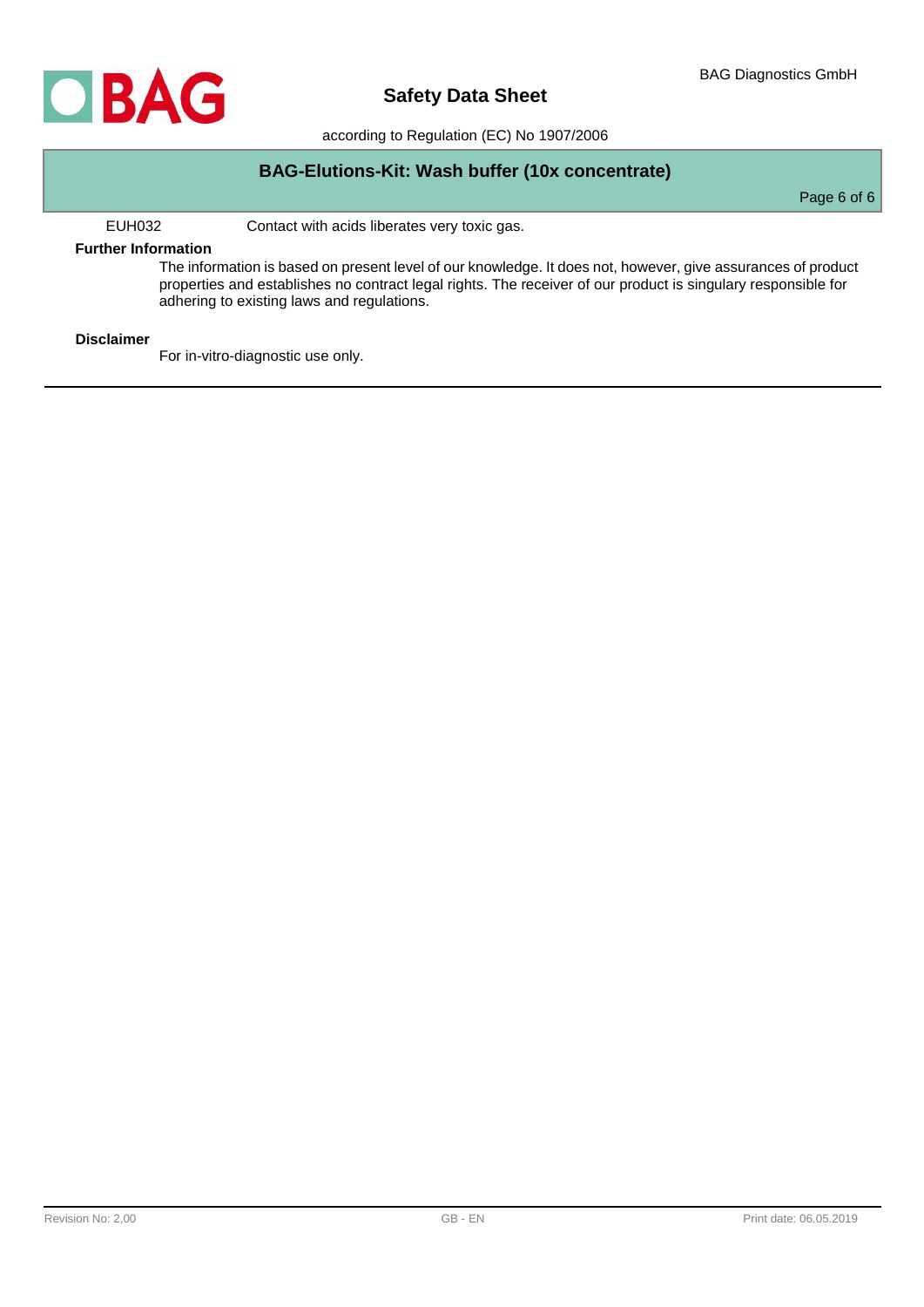| | |
|---|---|
| EUH032 | Contact with acids liberates very toxic gas. |

**Further Information**

The information is based on present level of our knowledge. It does not, however, give assurances of product properties and establishes no contract legal rights. The receiver of our product is singulary responsible for adhering to existing laws and regulations.

**Disclaimer**

For in-vitro-diagnostic use only.